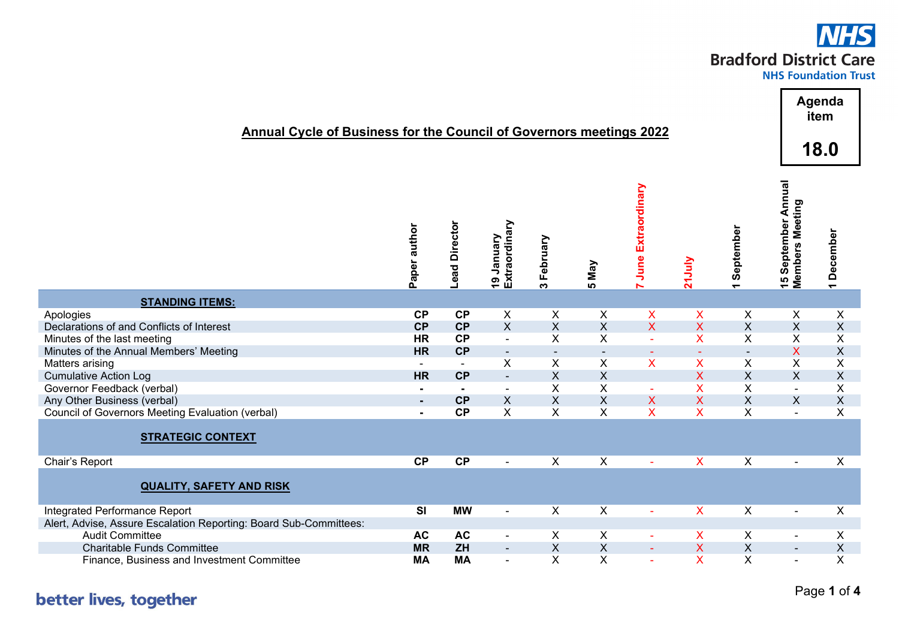Bradford District Care NHS Foundation Trust

**Agenda item 18.0**

## Annual Cycle of Business for the Council of Governors meetings 2022

| | Paper author | Lead Director | 19 January Extraordinary | 3 February | 5 May | 7 June Extraordinary | 21July | 1 September | 15 September Annual Members Meeting | 1 December |
|---|---|---|---|---|---|---|---|---|---|---|
| **STANDING ITEMS:** | | | | | | | | | | |
| Apologies | **CP** | **CP** | X | X | X | X | X | X | X | X |
| Declarations of and Conflicts of Interest | **CP** | **CP** | X | X | X | X | X | X | X | X |
| Minutes of the last meeting | **HR** | **CP** | - | X | X | - | X | X | X | X |
| Minutes of the Annual Members' Meeting | **HR** | **CP** | - | - | - | - | - | - | X | X |
| Matters arising | - | - | X | X | X | X | X | X | X | X |
| Cumulative Action Log | **HR** | **CP** | - | X | X | | X | X | X | X |
| Governor Feedback (verbal) | - | - | - | X | X | - | X | X | - | X |
| Any Other Business (verbal) | - | **CP** | X | X | X | X | X | X | X | X |
| Council of Governors Meeting Evaluation (verbal) | - | **CP** | X | X | X | X | X | X | - | X |
| **STRATEGIC CONTEXT** | | | | | | | | | | |
| Chair's Report | **CP** | **CP** | - | X | X | - | X | X | - | X |
| **QUALITY, SAFETY AND RISK** | | | | | | | | | | |
| Integrated Performance Report | **SI** | **MW** | - | X | X | - | X | X | - | X |
| Alert, Advise, Assure Escalation Reporting: Board Sub-Committees: | | | | | | | | | | |
| Audit Committee | **AC** | **AC** | - | X | X | - | X | X | - | X |
| Charitable Funds Committee | **MR** | **ZH** | - | X | X | - | X | X | - | X |
| Finance, Business and Investment Committee | **MA** | **MA** | - | X | X | - | X | X | - | X |

better lives, together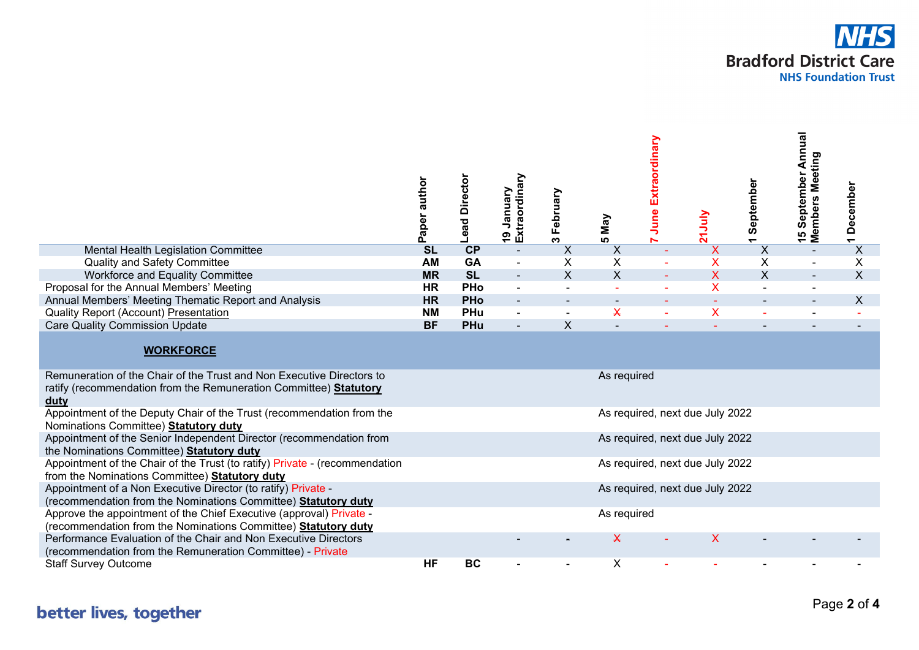| | Paper author | Lead Director | 19 January Extraordinary | 3 February | 5 May | 7 June Extraordinary | 21July | 1 September | 15 September Annual Members Meeting | 1 December |
|---|---|---|---|---|---|---|---|---|---|---|
| Mental Health Legislation Committee | **SL** | **CP** | - | X | X | - | X | X | - | X |
| Quality and Safety Committee | **AM** | **GA** | - | X | X | - | X | X | - | X |
| Workforce and Equality Committee | **MR** | **SL** | - | X | X | - | X | X | - | X |
| Proposal for the Annual Members' Meeting | **HR** | **PHo** | - | - | - | - | X | - | - | |
| Annual Members' Meeting Thematic Report and Analysis | **HR** | **PHo** | - | - | - | - | - | - | - | X |
| Quality Report (Account) Presentation | **NM** | **PHu** | - | - | ~~X~~ | - | X | - | - | - |
| Care Quality Commission Update | **BF** | **PHu** | - | X | - | - | - | - | - | - |
| **WORKFORCE** | | | | | | | | | | |
| Remuneration of the Chair of the Trust and Non Executive Directors to ratify (recommendation from the Remuneration Committee) **Statutory duty** | | | | | As required | | | | | |
| Appointment of the Deputy Chair of the Trust (recommendation from the Nominations Committee) **Statutory duty** | | | | | As required, next due July 2022 | | | | | |
| Appointment of the Senior Independent Director (recommendation from the Nominations Committee) **Statutory duty** | | | | | As required, next due July 2022 | | | | | |
| Appointment of the Chair of the Trust (to ratify) Private - (recommendation from the Nominations Committee) **Statutory duty** | | | | | As required, next due July 2022 | | | | | |
| Appointment of a Non Executive Director (to ratify) Private - (recommendation from the Nominations Committee) **Statutory duty** | | | | | As required, next due July 2022 | | | | | |
| Approve the appointment of the Chief Executive (approval) Private - (recommendation from the Nominations Committee) **Statutory duty** | | | | | As required | | | | | |
| Performance Evaluation of the Chair and Non Executive Directors (recommendation from the Remuneration Committee) - Private | | | - | - | ~~X~~ | - | X | - | - | - |
| Staff Survey Outcome | **HF** | **BC** | - | - | X | - | - | - | - | - |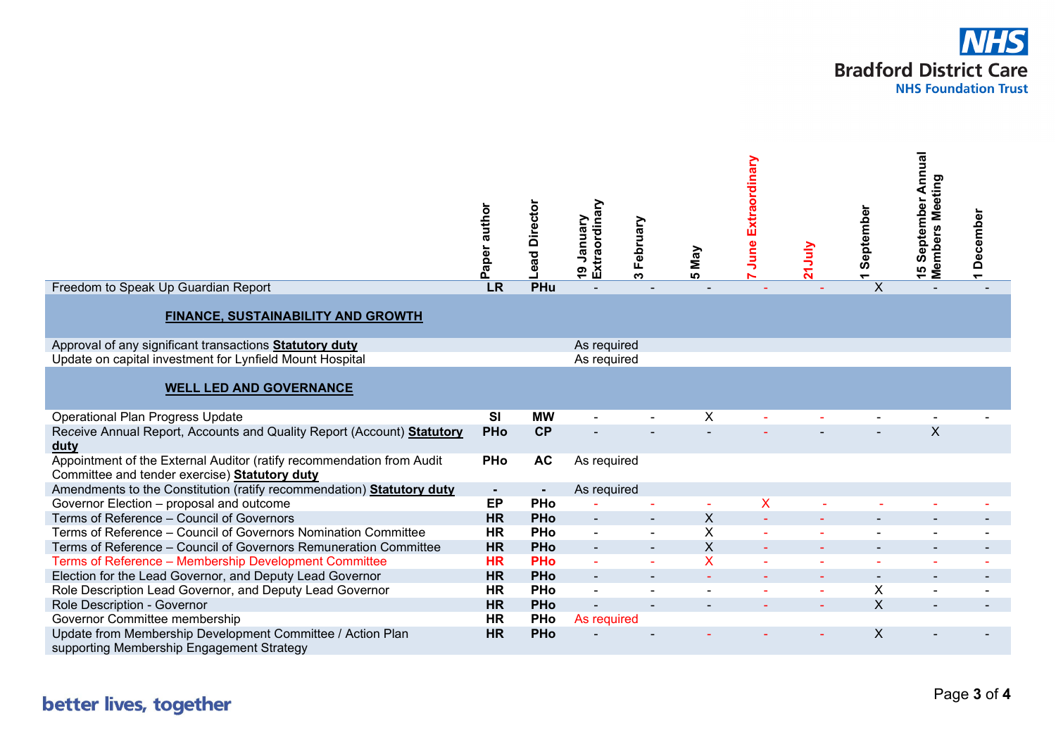| | Paper author | Lead Director | 19 January Extraordinary | 3 February | 5 May | 7 June Extraordinary | 21July | 1 September | 15 September Annual Members Meeting | 1 December |
|---|---|---|---|---|---|---|---|---|---|---|
| Freedom to Speak Up Guardian Report | **LR** | **PHu** | - | - | - | - | - | X | - | - |
| **FINANCE, SUSTAINABILITY AND GROWTH** | | | | | | | | | | |
| Approval of any significant transactions **Statutory duty** | | | As required | | | | | | | |
| Update on capital investment for Lynfield Mount Hospital | | | As required | | | | | | | |
| **WELL LED AND GOVERNANCE** | | | | | | | | | | |
| Operational Plan Progress Update | **SI** | **MW** | - | - | X | - | - | - | - | - |
| Receive Annual Report, Accounts and Quality Report (Account) **Statutory duty** | **PHo** | **CP** | - | - | - | - | - | - | X | |
| Appointment of the External Auditor (ratify recommendation from Audit Committee and tender exercise) **Statutory duty** | **PHo** | **AC** | As required | | | | | | | |
| Amendments to the Constitution (ratify recommendation) **Statutory duty** | **-** | **-** | As required | | | | | | | |
| Governor Election – proposal and outcome | **EP** | **PHo** | - | - | - | X | - | - | - | - |
| Terms of Reference – Council of Governors | **HR** | **PHo** | - | - | X | - | - | - | - | - |
| Terms of Reference – Council of Governors Nomination Committee | **HR** | **PHo** | - | - | X | - | - | - | - | - |
| Terms of Reference – Council of Governors Remuneration Committee | **HR** | **PHo** | - | - | X | - | - | - | - | - |
| Terms of Reference – Membership Development Committee | **HR** | **PHo** | - | - | X | - | - | - | - | - |
| Election for the Lead Governor, and Deputy Lead Governor | **HR** | **PHo** | - | - | - | - | - | - | - | - |
| Role Description Lead Governor, and Deputy Lead Governor | **HR** | **PHo** | - | - | - | - | - | X | - | - |
| Role Description - Governor | **HR** | **PHo** | - | - | - | - | - | X | - | - |
| Governor Committee membership | **HR** | **PHo** | As required | | | | | | | |
| Update from Membership Development Committee / Action Plan supporting Membership Engagement Strategy | **HR** | **PHo** | - | - | - | - | - | X | - | - |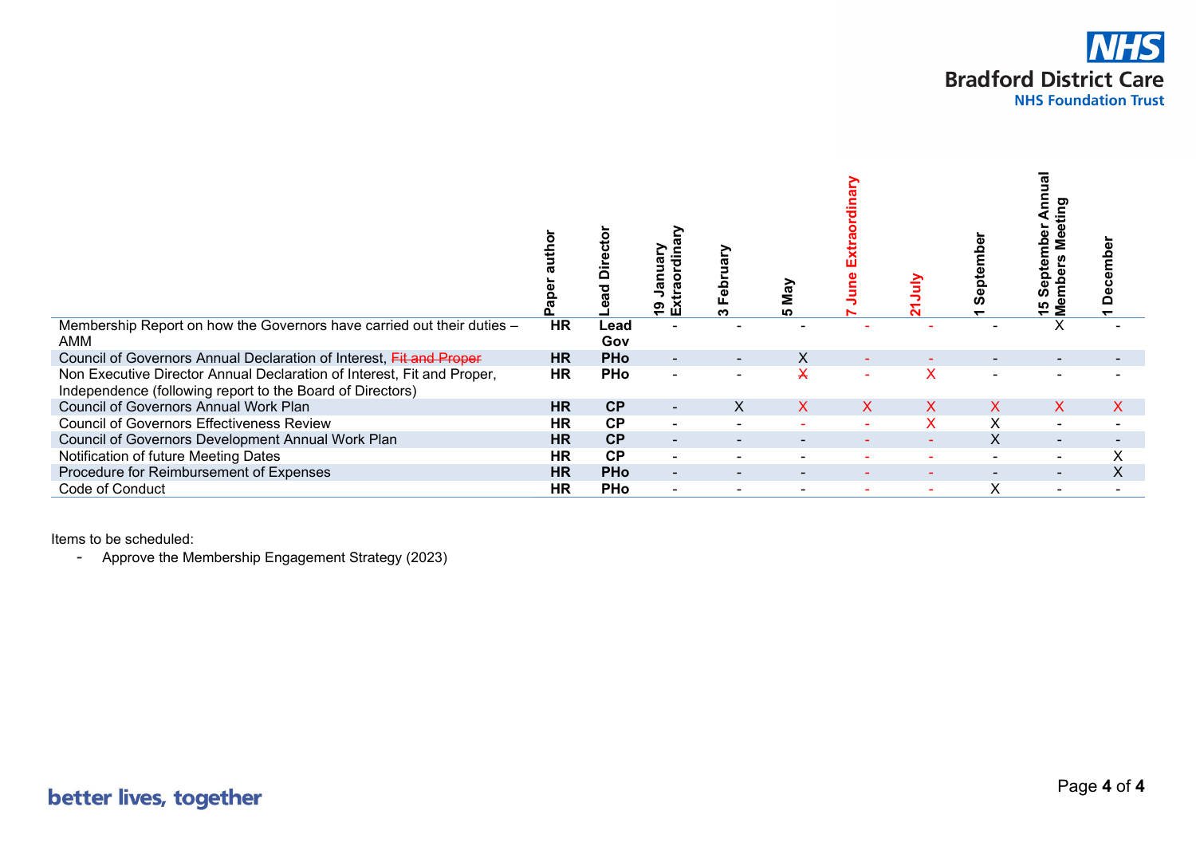| | Paper author | Lead Director | 19 January Extraordinary | 3 February | 5 May | 7 June Extraordinary | 21July | 1 September | 15 September Annual Members Meeting | 1 December |
|---|---|---|---|---|---|---|---|---|---|---|
| Membership Report on how the Governors have carried out their duties – AMM | **HR** | **Lead Gov** | - | - | - | - | - | - | X | - |
| Council of Governors Annual Declaration of Interest, ~~Fit and Proper~~ | **HR** | **PHo** | - | - | X | - | - | - | - | - |
| Non Executive Director Annual Declaration of Interest, Fit and Proper, Independence (following report to the Board of Directors) | **HR** | **PHo** | - | - | ~~X~~ | - | X | - | - | - |
| Council of Governors Annual Work Plan | **HR** | **CP** | - | X | X | X | X | X | X | X |
| Council of Governors Effectiveness Review | **HR** | **CP** | - | - | - | - | X | X | - | - |
| Council of Governors Development Annual Work Plan | **HR** | **CP** | - | - | - | - | - | X | - | - |
| Notification of future Meeting Dates | **HR** | **CP** | - | - | - | - | - | - | - | X |
| Procedure for Reimbursement of Expenses | **HR** | **PHo** | - | - | - | - | - | - | - | X |
| Code of Conduct | **HR** | **PHo** | - | - | - | - | - | X | - | - |

Items to be scheduled:

- Approve the Membership Engagement Strategy (2023)